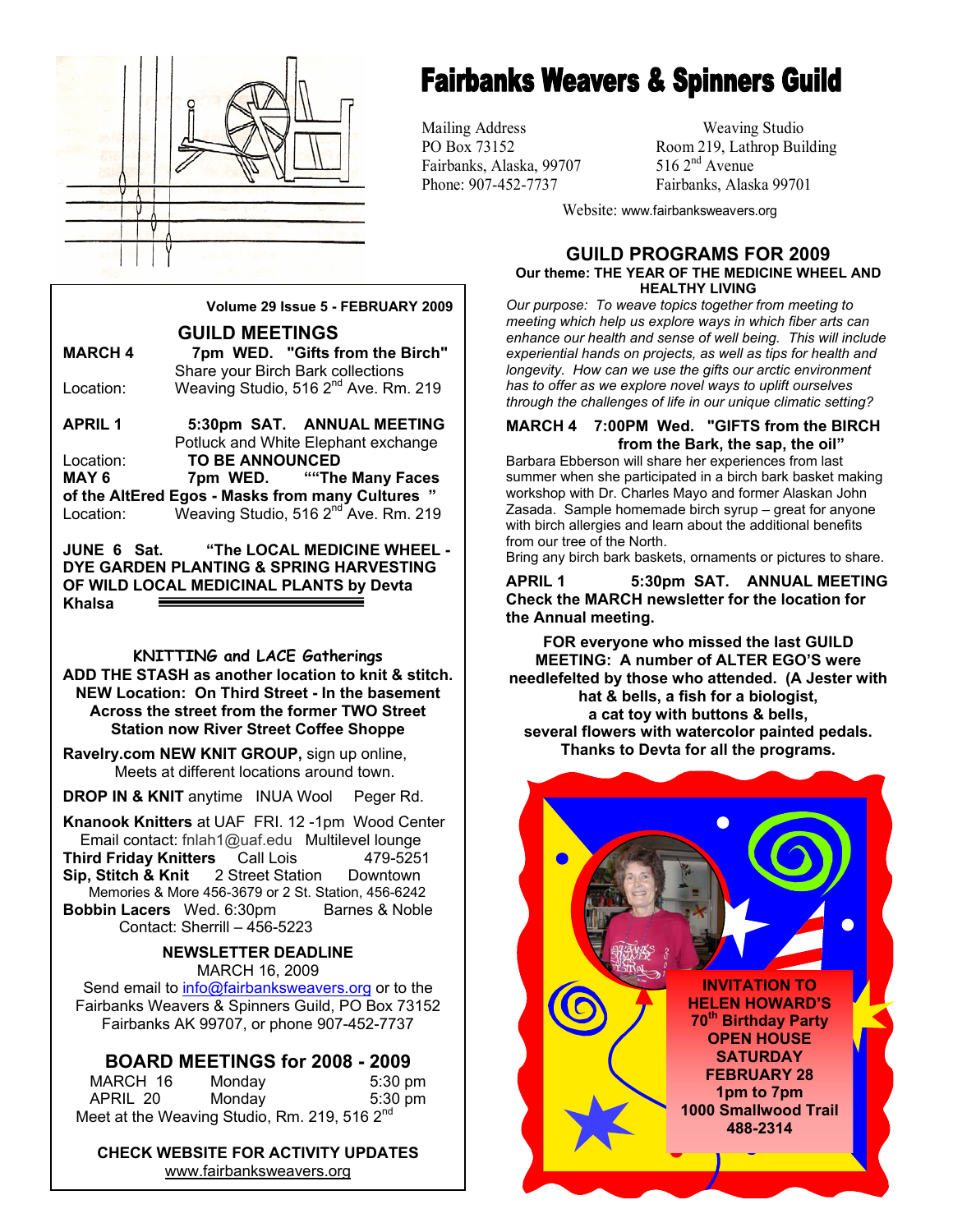# Fairbanks Weavers & Spinners Guild

Mailing Address
PO Box 73152
Fairbanks, Alaska, 99707
Phone: 907-452-7737

Weaving Studio
Room 219, Lathrop Building
516 2nd Avenue
Fairbanks, Alaska 99701

Website: www.fairbanksweavers.org

**Volume 29 Issue 5 - FEBRUARY 2009**

## GUILD MEETINGS

**MARCH 4** **7pm WED. "Gifts from the Birch"**
Share your Birch Bark collections
Location: Weaving Studio, 516 2nd Ave. Rm. 219

**APRIL 1** **5:30pm SAT. ANNUAL MEETING**
Potluck and White Elephant exchange
Location: **TO BE ANNOUNCED**

**MAY 6** **7pm WED. ""The Many Faces of the AltEred Egos - Masks from many Cultures "**
Location: Weaving Studio, 516 2nd Ave. Rm. 219

**JUNE 6 Sat. "The LOCAL MEDICINE WHEEL - DYE GARDEN PLANTING & SPRING HARVESTING OF WILD LOCAL MEDICINAL PLANTS by Devta Khalsa**

### KNITTING and LACE Gatherings

**ADD THE STASH as another location to knit & stitch. NEW Location: On Third Street - In the basement Across the street from the former TWO Street Station now River Street Coffee Shoppe**

**Ravelry.com NEW KNIT GROUP,** sign up online, Meets at different locations around town.

**DROP IN & KNIT** anytime INUA Wool Peger Rd.

**Knanook Knitters** at UAF FRI. 12 -1pm Wood Center
Email contact: fnlah1@uaf.edu Multilevel lounge
**Third Friday Knitters** Call Lois 479-5251
**Sip, Stitch & Knit** 2 Street Station Downtown
Memories & More 456-3679 or 2 St. Station, 456-6242
**Bobbin Lacers** Wed. 6:30pm Barnes & Noble
Contact: Sherrill – 456-5223

### NEWSLETTER DEADLINE

MARCH 16, 2009
Send email to info@fairbanksweavers.org or to the Fairbanks Weavers & Spinners Guild, PO Box 73152 Fairbanks AK 99707, or phone 907-452-7737

## BOARD MEETINGS for 2008 - 2009

| | | |
|---|---|---|
| MARCH 16 | Monday | 5:30 pm |
| APRIL 20 | Monday | 5:30 pm |

Meet at the Weaving Studio, Rm. 219, 516 2nd

**CHECK WEBSITE FOR ACTIVITY UPDATES**
www.fairbanksweavers.org

## GUILD PROGRAMS FOR 2009

**Our theme: THE YEAR OF THE MEDICINE WHEEL AND HEALTHY LIVING**

*Our purpose: To weave topics together from meeting to meeting which help us explore ways in which fiber arts can enhance our health and sense of well being. This will include experiential hands on projects, as well as tips for health and longevity. How can we use the gifts our arctic environment has to offer as we explore novel ways to uplift ourselves through the challenges of life in our unique climatic setting?*

**MARCH 4 7:00PM Wed. "GIFTS from the BIRCH from the Bark, the sap, the oil"**

Barbara Ebberson will share her experiences from last summer when she participated in a birch bark basket making workshop with Dr. Charles Mayo and former Alaskan John Zasada. Sample homemade birch syrup – great for anyone with birch allergies and learn about the additional benefits from our tree of the North.
Bring any birch bark baskets, ornaments or pictures to share.

**APRIL 1 5:30pm SAT. ANNUAL MEETING Check the MARCH newsletter for the location for the Annual meeting.**

**FOR everyone who missed the last GUILD MEETING: A number of ALTER EGO'S were needlefelted by those who attended. (A Jester with hat & bells, a fish for a biologist, a cat toy with buttons & bells, several flowers with watercolor painted pedals. Thanks to Devta for all the programs.**

**INVITATION TO HELEN HOWARD'S 70th Birthday Party OPEN HOUSE SATURDAY FEBRUARY 28 1pm to 7pm 1000 Smallwood Trail 488-2314**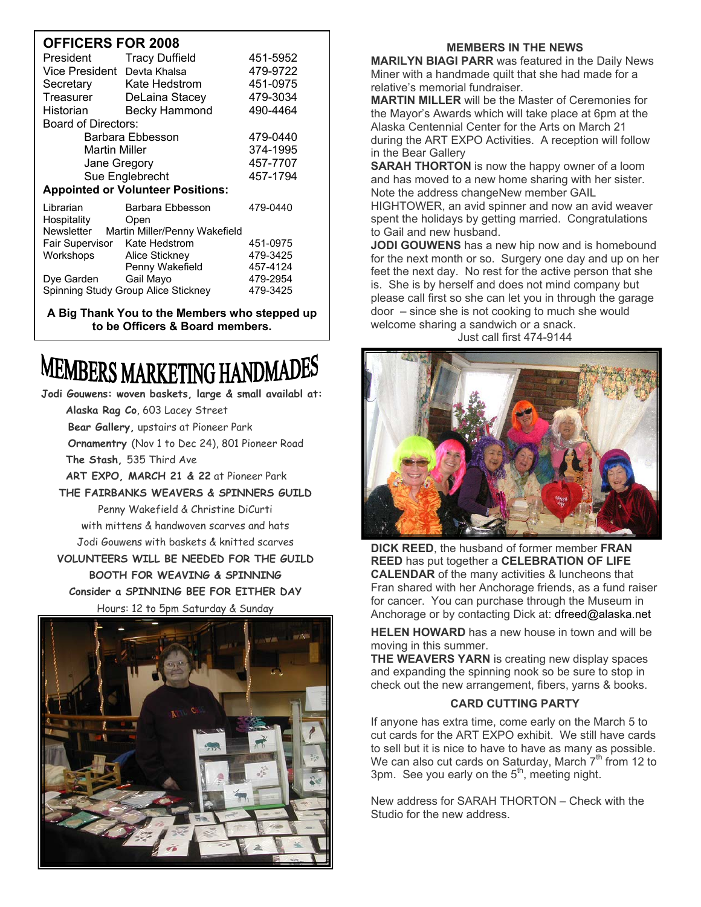## OFFICERS FOR 2008

| | | |
|---|---|---|
| President | Tracy Duffield | 451-5952 |
| Vice President | Devta Khalsa | 479-9722 |
| Secretary | Kate Hedstrom | 451-0975 |
| Treasurer | DeLaina Stacey | 479-3034 |
| Historian | Becky Hammond | 490-4464 |
| Board of Directors: | | |
| | Barbara Ebbesson | 479-0440 |
| | Martin Miller | 374-1995 |
| | Jane Gregory | 457-7707 |
| | Sue Englebrecht | 457-1794 |

**Appointed or Volunteer Positions:**

| | | |
|---|---|---|
| Librarian | Barbara Ebbesson | 479-0440 |
| Hospitality | Open | |
| Newsletter | Martin Miller/Penny Wakefield | |
| Fair Supervisor | Kate Hedstrom | 451-0975 |
| Workshops | Alice Stickney | 479-3425 |
| | Penny Wakefield | 457-4124 |
| Dye Garden | Gail Mayo | 479-2954 |
| Spinning Study Group | Alice Stickney | 479-3425 |

**A Big Thank You to the Members who stepped up to be Officers & Board members.**

# MEMBERS MARKETING HANDMADES

**Jodi Gouwens: woven baskets, large & small availabl at:**

**Alaska Rag Co**, 603 Lacey Street

**Bear Gallery,** upstairs at Pioneer Park

**Ornamentry** (Nov 1 to Dec 24), 801 Pioneer Road

**The Stash,** 535 Third Ave

**ART EXPO, MARCH 21 & 22** at Pioneer Park

**THE FAIRBANKS WEAVERS & SPINNERS GUILD**

Penny Wakefield & Christine DiCurti

with mittens & handwoven scarves and hats

Jodi Gouwens with baskets & knitted scarves

**VOLUNTEERS WILL BE NEEDED FOR THE GUILD BOOTH FOR WEAVING & SPINNING**

**Consider a SPINNING BEE FOR EITHER DAY**

Hours: 12 to 5pm Saturday & Sunday

### MEMBERS IN THE NEWS

**MARILYN BIAGI PARR** was featured in the Daily News Miner with a handmade quilt that she had made for a relative's memorial fundraiser.

**MARTIN MILLER** will be the Master of Ceremonies for the Mayor's Awards which will take place at 6pm at the Alaska Centennial Center for the Arts on March 21 during the ART EXPO Activities. A reception will follow in the Bear Gallery

**SARAH THORTON** is now the happy owner of a loom and has moved to a new home sharing with her sister. Note the address changeNew member GAIL HIGHTOWER, an avid spinner and now an avid weaver spent the holidays by getting married. Congratulations to Gail and new husband.

**JODI GOUWENS** has a new hip now and is homebound for the next month or so. Surgery one day and up on her feet the next day. No rest for the active person that she is. She is by herself and does not mind company but please call first so she can let you in through the garage door – since she is not cooking to much she would welcome sharing a sandwich or a snack.

Just call first 474-9144

**DICK REED**, the husband of former member **FRAN REED** has put together a **CELEBRATION OF LIFE CALENDAR** of the many activities & luncheons that Fran shared with her Anchorage friends, as a fund raiser for cancer. You can purchase through the Museum in Anchorage or by contacting Dick at: dfreed@alaska.net

**HELEN HOWARD** has a new house in town and will be moving in this summer.

**THE WEAVERS YARN** is creating new display spaces and expanding the spinning nook so be sure to stop in check out the new arrangement, fibers, yarns & books.

### CARD CUTTING PARTY

If anyone has extra time, come early on the March 5 to cut cards for the ART EXPO exhibit. We still have cards to sell but it is nice to have as many as possible. We can also cut cards on Saturday, March 7th from 12 to 3pm. See you early on the 5th, meeting night.

New address for SARAH THORTON – Check with the Studio for the new address.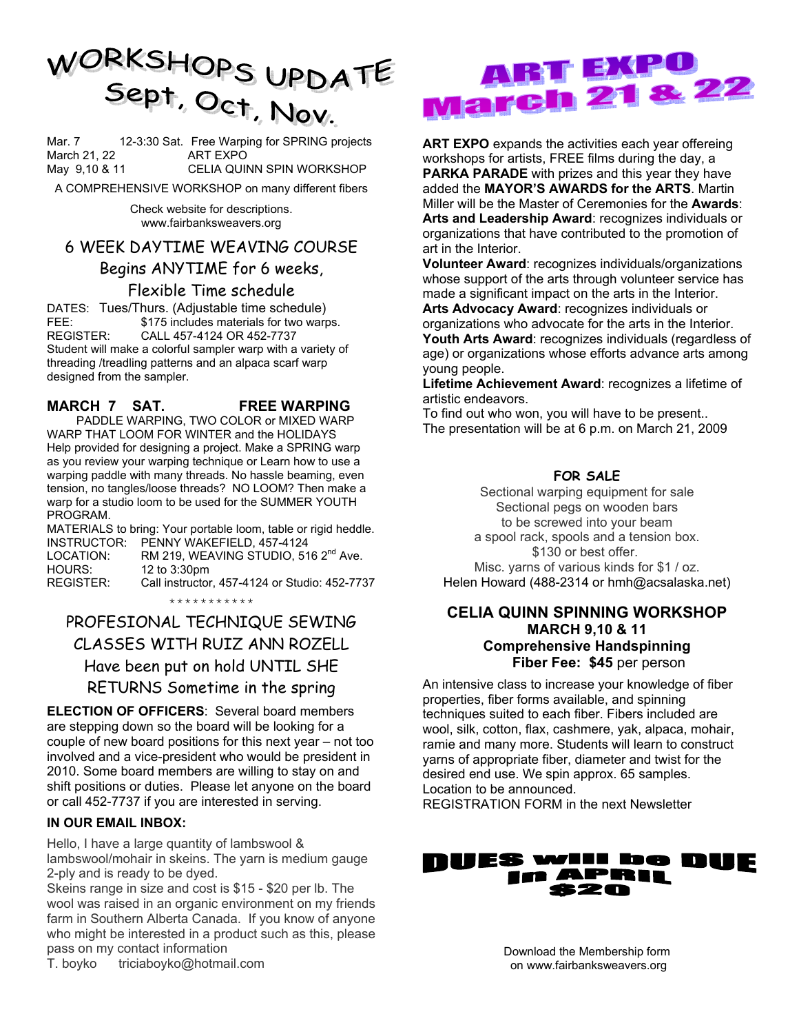# WORKSHOPS UPDATE Sept, Oct, Nov.

Mar. 7 12-3:30 Sat. Free Warping for SPRING projects
March 21, 22 ART EXPO
May 9,10 & 11 CELIA QUINN SPIN WORKSHOP

A COMPREHENSIVE WORKSHOP on many different fibers

Check website for descriptions.
www.fairbanksweavers.org

## 6 WEEK DAYTIME WEAVING COURSE Begins ANYTIME for 6 weeks, Flexible Time schedule

DATES: Tues/Thurs. (Adjustable time schedule)
FEE: $175 includes materials for two warps.
REGISTER: CALL 457-4124 OR 452-7737

Student will make a colorful sampler warp with a variety of threading /treadling patterns and an alpaca scarf warp designed from the sampler.

## MARCH 7 SAT. FREE WARPING

PADDLE WARPING, TWO COLOR or MIXED WARP WARP THAT LOOM FOR WINTER and the HOLIDAYS Help provided for designing a project. Make a SPRING warp as you review your warping technique or Learn how to use a warping paddle with many threads. No hassle beaming, even tension, no tangles/loose threads? NO LOOM? Then make a warp for a studio loom to be used for the SUMMER YOUTH PROGRAM.

MATERIALS to bring: Your portable loom, table or rigid heddle.
INSTRUCTOR: PENNY WAKEFIELD, 457-4124
LOCATION: RM 219, WEAVING STUDIO, 516 2nd Ave.
HOURS: 12 to 3:30pm
REGISTER: Call instructor, 457-4124 or Studio: 452-7737

\* \* \* \* \* \* \* \* \* \* \*

## PROFESIONAL TECHNIQUE SEWING CLASSES WITH RUIZ ANN ROZELL Have been put on hold UNTIL SHE RETURNS Sometime in the spring

**ELECTION OF OFFICERS**: Several board members are stepping down so the board will be looking for a couple of new board positions for this next year – not too involved and a vice-president who would be president in 2010. Some board members are willing to stay on and shift positions or duties. Please let anyone on the board or call 452-7737 if you are interested in serving.

**IN OUR EMAIL INBOX:**

Hello, I have a large quantity of lambswool & lambswool/mohair in skeins. The yarn is medium gauge 2-ply and is ready to be dyed.
Skeins range in size and cost is $15 - $20 per lb. The wool was raised in an organic environment on my friends farm in Southern Alberta Canada. If you know of anyone who might be interested in a product such as this, please pass on my contact information
T. boyko triciaboyko@hotmail.com

# ART EXPO March 21 & 22

**ART EXPO** expands the activities each year offereing workshops for artists, FREE films during the day, a **PARKA PARADE** with prizes and this year they have added the **MAYOR'S AWARDS for the ARTS**. Martin Miller will be the Master of Ceremonies for the **Awards**:
**Arts and Leadership Award**: recognizes individuals or organizations that have contributed to the promotion of art in the Interior.
**Volunteer Award**: recognizes individuals/organizations whose support of the arts through volunteer service has made a significant impact on the arts in the Interior.
**Arts Advocacy Award**: recognizes individuals or organizations who advocate for the arts in the Interior.
**Youth Arts Award**: recognizes individuals (regardless of age) or organizations whose efforts advance arts among young people.
**Lifetime Achievement Award**: recognizes a lifetime of artistic endeavors.
To find out who won, you will have to be present..
The presentation will be at 6 p.m. on March 21, 2009

## FOR SALE

Sectional warping equipment for sale
Sectional pegs on wooden bars
to be screwed into your beam
a spool rack, spools and a tension box.
$130 or best offer.
Misc. yarns of various kinds for $1 / oz.
Helen Howard (488-2314 or hmh@acsalaska.net)

## CELIA QUINN SPINNING WORKSHOP
### MARCH 9,10 & 11
### Comprehensive Handspinning
**Fiber Fee: $45** per person

An intensive class to increase your knowledge of fiber properties, fiber forms available, and spinning techniques suited to each fiber. Fibers included are wool, silk, cotton, flax, cashmere, yak, alpaca, mohair, ramie and many more. Students will learn to construct yarns of appropriate fiber, diameter and twist for the desired end use. We spin approx. 65 samples.
Location to be announced.
REGISTRATION FORM in the next Newsletter

# DUES will be DUE In APRIL $20

Download the Membership form
on www.fairbanksweavers.org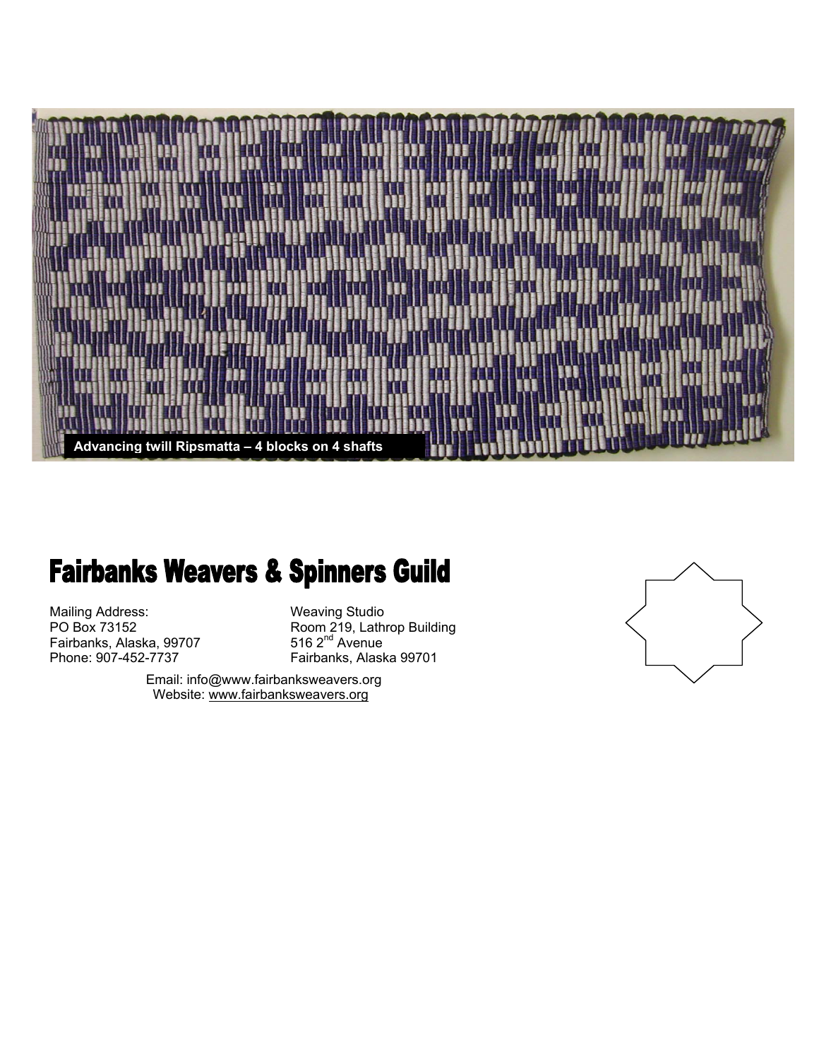Advancing twill Ripsmatta – 4 blocks on 4 shafts

# Fairbanks Weavers & Spinners Guild

Mailing Address:
PO Box 73152
Fairbanks, Alaska, 99707
Phone: 907-452-7737

Weaving Studio
Room 219, Lathrop Building
516 2nd Avenue
Fairbanks, Alaska 99701

Email: info@www.fairbanksweavers.org
Website: www.fairbanksweavers.org